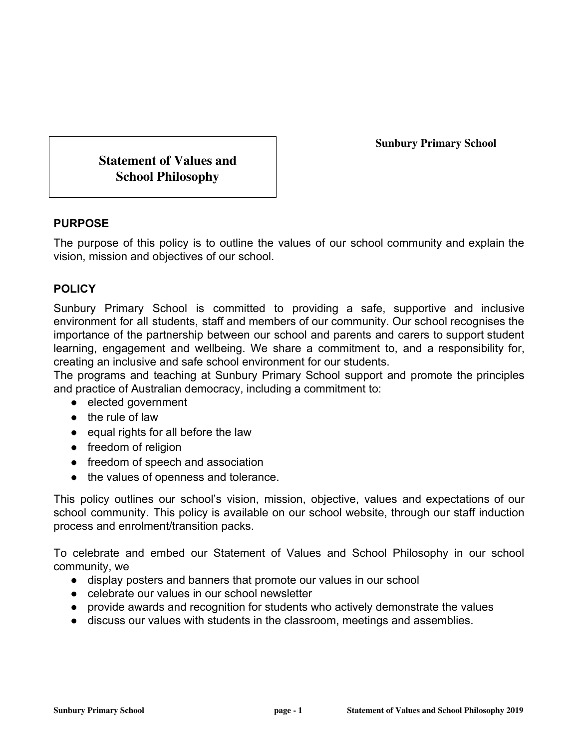**Sunbury Primary School**

# Statement of Values and School Philosophy

## PURPOSE

The purpose of this policy is to outline the values of our school community and explain the vision, mission and objectives of our school.

## POLICY

Sunbury Primary School is committed to providing a safe, supportive and inclusive environment for all students, staff and members of our community. Our school recognises the importance of the partnership between our school and parents and carers to support student learning, engagement and wellbeing. We share a commitment to, and a responsibility for, creating an inclusive and safe school environment for our students.

The programs and teaching at Sunbury Primary School support and promote the principles and practice of Australian democracy, including a commitment to:

- elected government
- the rule of law
- equal rights for all before the law
- freedom of religion
- freedom of speech and association
- the values of openness and tolerance.

This policy outlines our school's vision, mission, objective, values and expectations of our school community. This policy is available on our school website, through our staff induction process and enrolment/transition packs.

To celebrate and embed our Statement of Values and School Philosophy in our school community, we

- display posters and banners that promote our values in our school
- celebrate our values in our school newsletter
- provide awards and recognition for students who actively demonstrate the values
- discuss our values with students in the classroom, meetings and assemblies.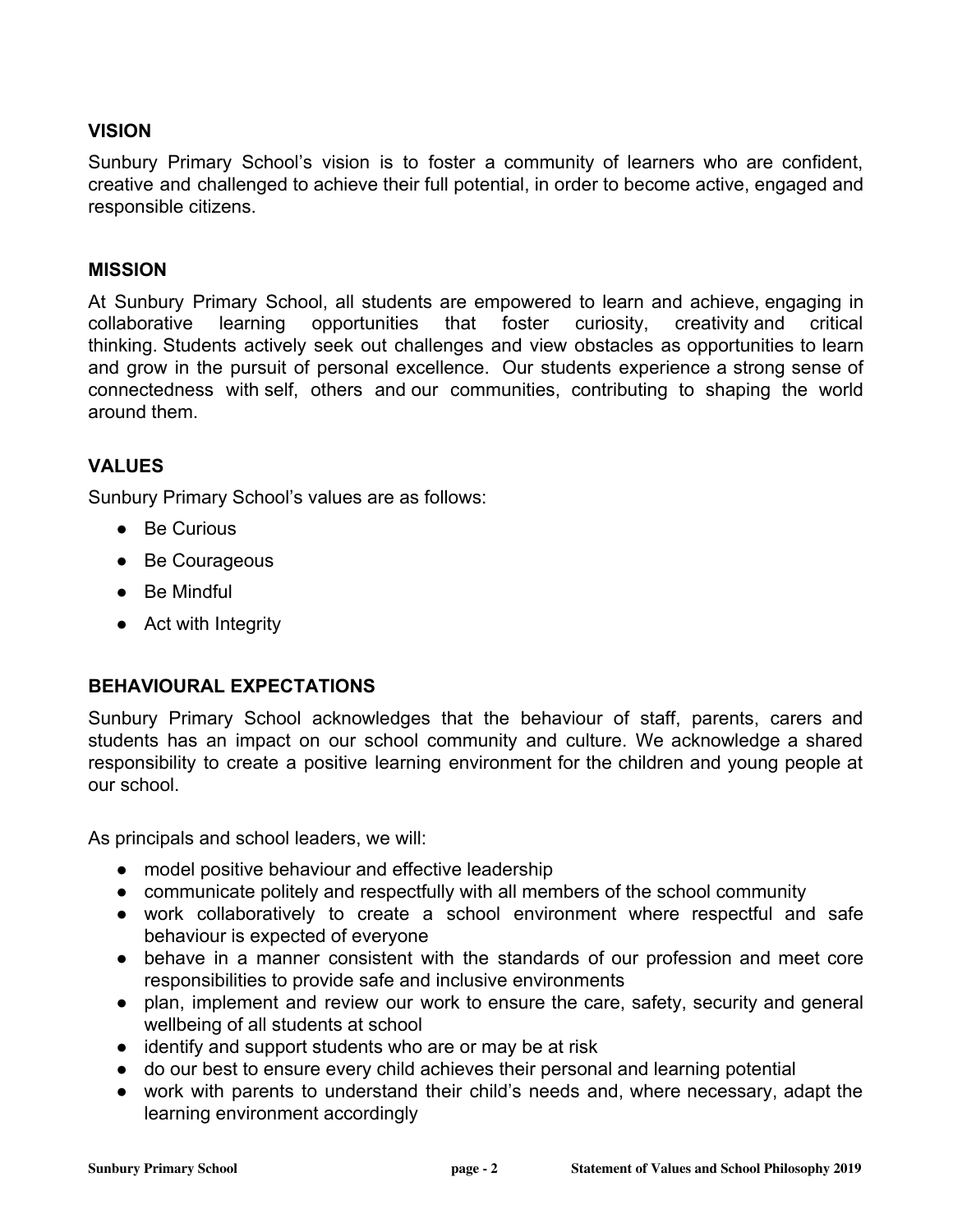## VISION

Sunbury Primary School's vision is to foster a community of learners who are confident, creative and challenged to achieve their full potential, in order to become active, engaged and responsible citizens.

## MISSION

At Sunbury Primary School, all students are empowered to learn and achieve, engaging in collaborative learning opportunities that foster curiosity, creativity and critical thinking. Students actively seek out challenges and view obstacles as opportunities to learn and grow in the pursuit of personal excellence. Our students experience a strong sense of connectedness with self, others and our communities, contributing to shaping the world around them.

## VALUES

Sunbury Primary School's values are as follows:

- Be Curious
- Be Courageous
- Be Mindful
- Act with Integrity

## BEHAVIOURAL EXPECTATIONS

Sunbury Primary School acknowledges that the behaviour of staff, parents, carers and students has an impact on our school community and culture. We acknowledge a shared responsibility to create a positive learning environment for the children and young people at our school.

As principals and school leaders, we will:

- model positive behaviour and effective leadership
- communicate politely and respectfully with all members of the school community
- work collaboratively to create a school environment where respectful and safe behaviour is expected of everyone
- behave in a manner consistent with the standards of our profession and meet core responsibilities to provide safe and inclusive environments
- plan, implement and review our work to ensure the care, safety, security and general wellbeing of all students at school
- identify and support students who are or may be at risk
- do our best to ensure every child achieves their personal and learning potential
- work with parents to understand their child's needs and, where necessary, adapt the learning environment accordingly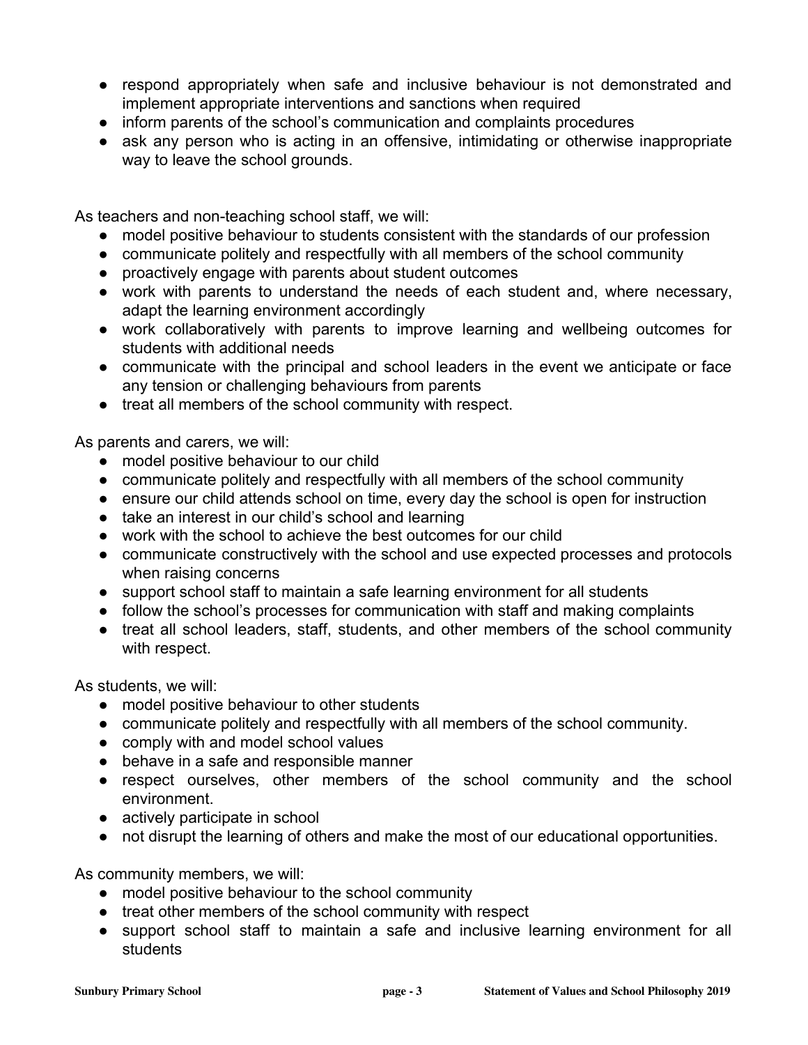- respond appropriately when safe and inclusive behaviour is not demonstrated and implement appropriate interventions and sanctions when required
- inform parents of the school's communication and complaints procedures
- ask any person who is acting in an offensive, intimidating or otherwise inappropriate way to leave the school grounds.

As teachers and non-teaching school staff, we will:

- model positive behaviour to students consistent with the standards of our profession
- communicate politely and respectfully with all members of the school community
- proactively engage with parents about student outcomes
- work with parents to understand the needs of each student and, where necessary, adapt the learning environment accordingly
- work collaboratively with parents to improve learning and wellbeing outcomes for students with additional needs
- communicate with the principal and school leaders in the event we anticipate or face any tension or challenging behaviours from parents
- treat all members of the school community with respect.

As parents and carers, we will:

- model positive behaviour to our child
- communicate politely and respectfully with all members of the school community
- ensure our child attends school on time, every day the school is open for instruction
- take an interest in our child's school and learning
- work with the school to achieve the best outcomes for our child
- communicate constructively with the school and use expected processes and protocols when raising concerns
- support school staff to maintain a safe learning environment for all students
- follow the school's processes for communication with staff and making complaints
- treat all school leaders, staff, students, and other members of the school community with respect.

As students, we will:

- model positive behaviour to other students
- communicate politely and respectfully with all members of the school community.
- comply with and model school values
- behave in a safe and responsible manner
- respect ourselves, other members of the school community and the school environment.
- actively participate in school
- not disrupt the learning of others and make the most of our educational opportunities.

As community members, we will:

- model positive behaviour to the school community
- treat other members of the school community with respect
- support school staff to maintain a safe and inclusive learning environment for all students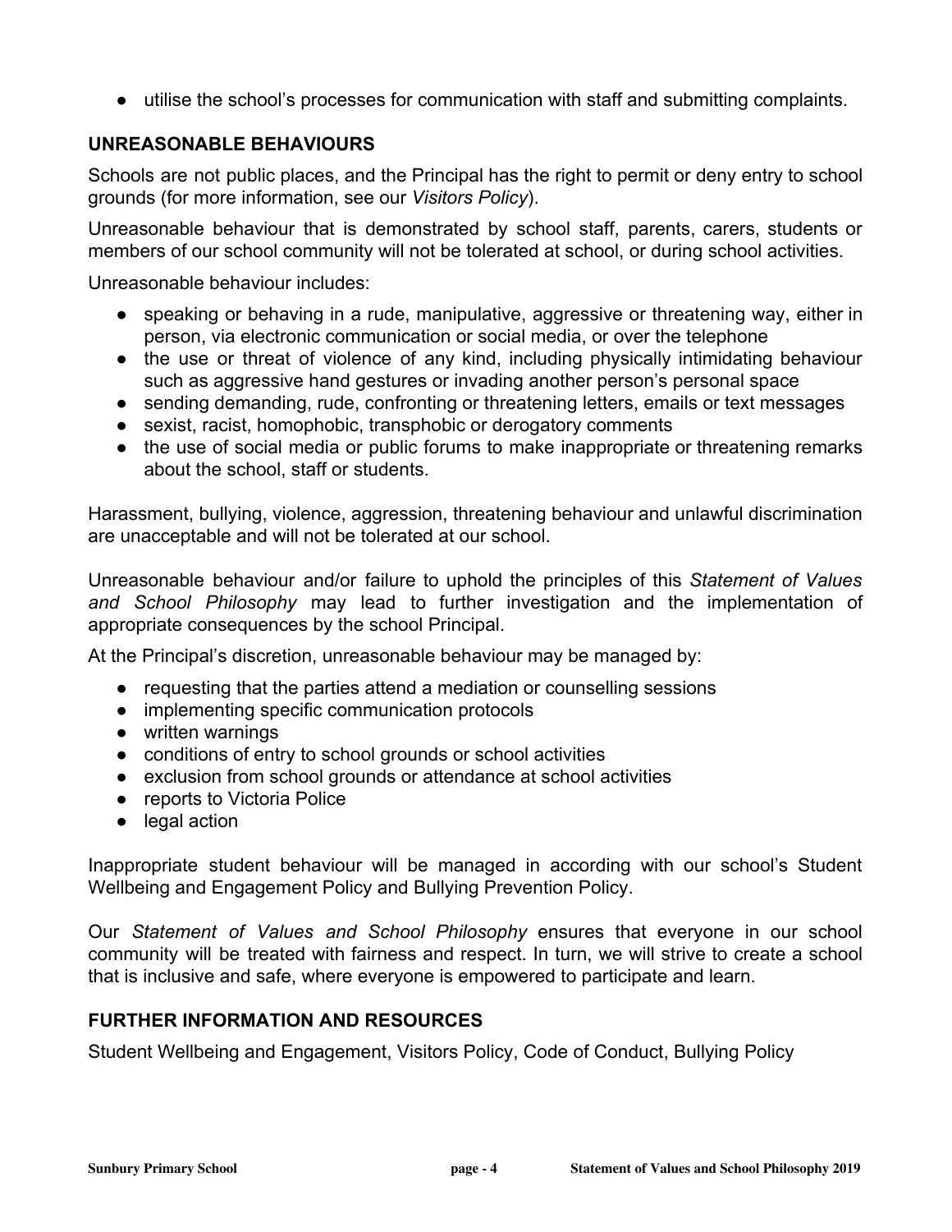- utilise the school's processes for communication with staff and submitting complaints.

## UNREASONABLE BEHAVIOURS

Schools are not public places, and the Principal has the right to permit or deny entry to school grounds (for more information, see our *Visitors Policy*).

Unreasonable behaviour that is demonstrated by school staff, parents, carers, students or members of our school community will not be tolerated at school, or during school activities.

Unreasonable behaviour includes:

- speaking or behaving in a rude, manipulative, aggressive or threatening way, either in person, via electronic communication or social media, or over the telephone
- the use or threat of violence of any kind, including physically intimidating behaviour such as aggressive hand gestures or invading another person's personal space
- sending demanding, rude, confronting or threatening letters, emails or text messages
- sexist, racist, homophobic, transphobic or derogatory comments
- the use of social media or public forums to make inappropriate or threatening remarks about the school, staff or students.

Harassment, bullying, violence, aggression, threatening behaviour and unlawful discrimination are unacceptable and will not be tolerated at our school.

Unreasonable behaviour and/or failure to uphold the principles of this *Statement of Values and School Philosophy* may lead to further investigation and the implementation of appropriate consequences by the school Principal.

At the Principal's discretion, unreasonable behaviour may be managed by:

- requesting that the parties attend a mediation or counselling sessions
- implementing specific communication protocols
- written warnings
- conditions of entry to school grounds or school activities
- exclusion from school grounds or attendance at school activities
- reports to Victoria Police
- legal action

Inappropriate student behaviour will be managed in according with our school's Student Wellbeing and Engagement Policy and Bullying Prevention Policy.

Our *Statement of Values and School Philosophy* ensures that everyone in our school community will be treated with fairness and respect. In turn, we will strive to create a school that is inclusive and safe, where everyone is empowered to participate and learn.

## FURTHER INFORMATION AND RESOURCES

Student Wellbeing and Engagement, Visitors Policy, Code of Conduct, Bullying Policy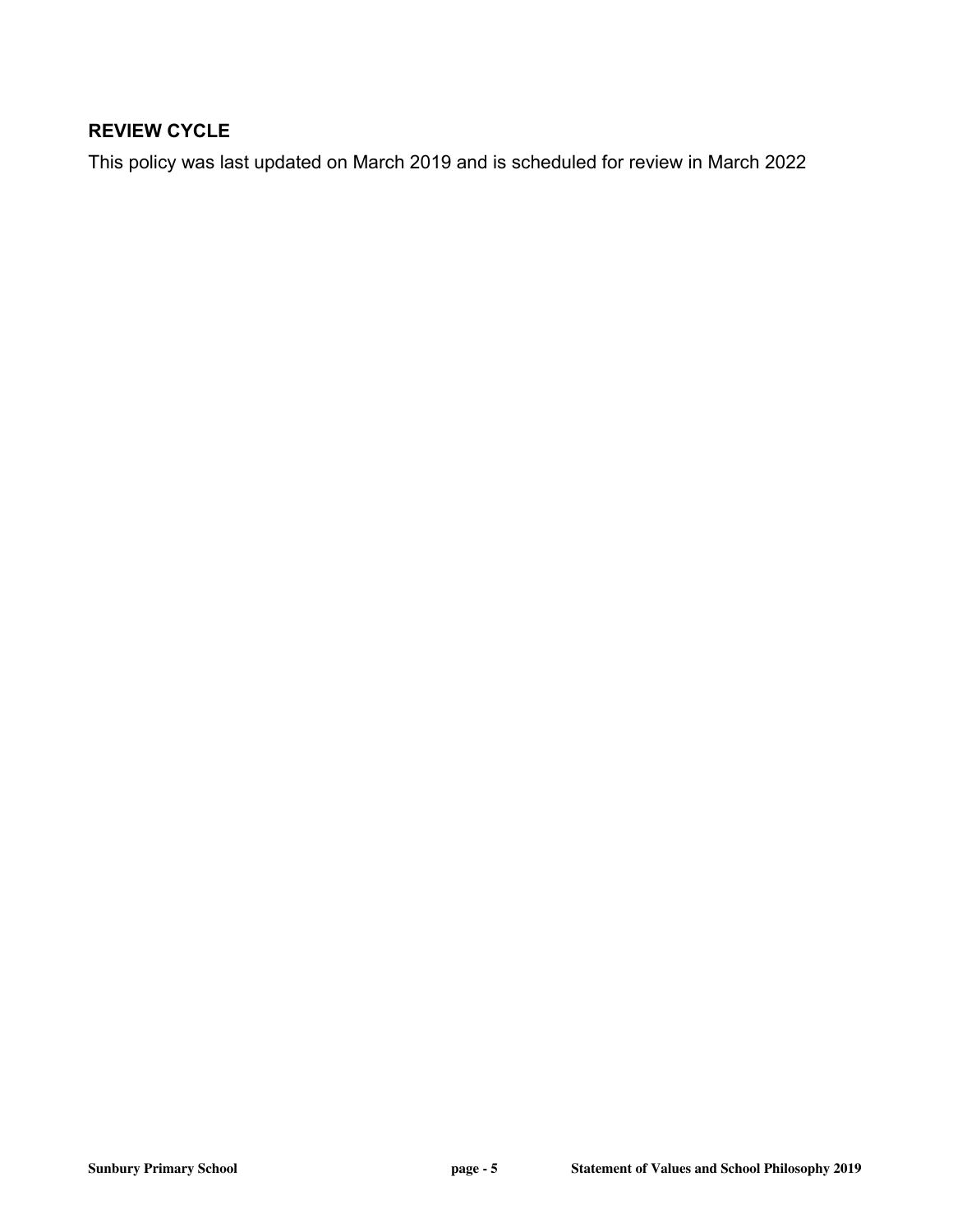## REVIEW CYCLE

This policy was last updated on March 2019 and is scheduled for review in March 2022